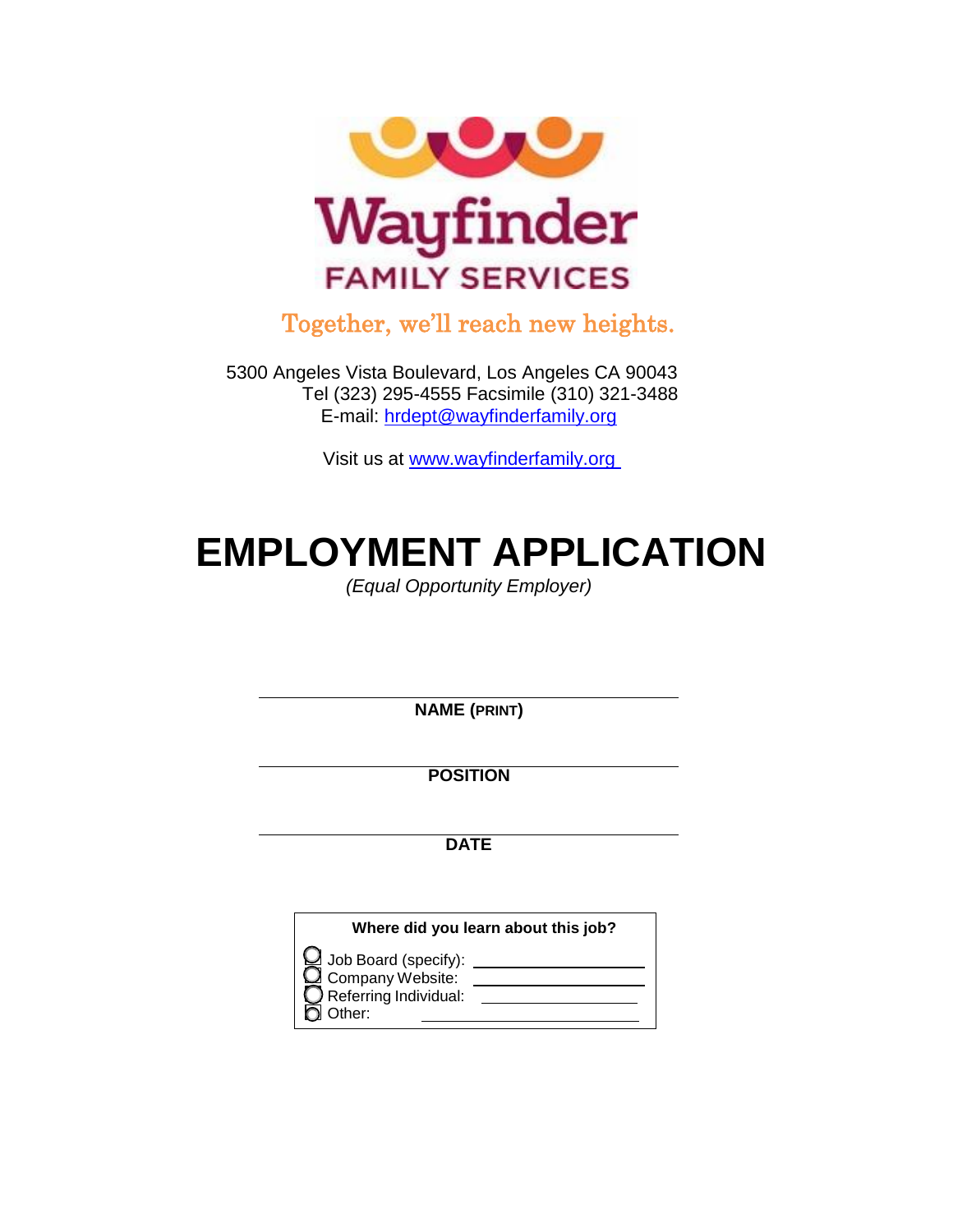Wayfinder

FAMILY SERVICES

Together, we'll reach new heights.

5300 Angeles Vista Boulevard, Los Angeles CA 90043
Tel (323) 295-4555 Facsimile (310) 321-3488
E-mail: hrdept@wayfinderfamily.org

Visit us at www.wayfinderfamily.org

# EMPLOYMENT APPLICATION

*(Equal Opportunity Employer)*

______________________________
**NAME (PRINT)**

______________________________
**POSITION**

______________________________
**DATE**

**Where did you learn about this job?**

- ○ Job Board (specify): ____________
- ○ Company Website: ____________
- ○ Referring Individual: ____________
- ○ Other: ____________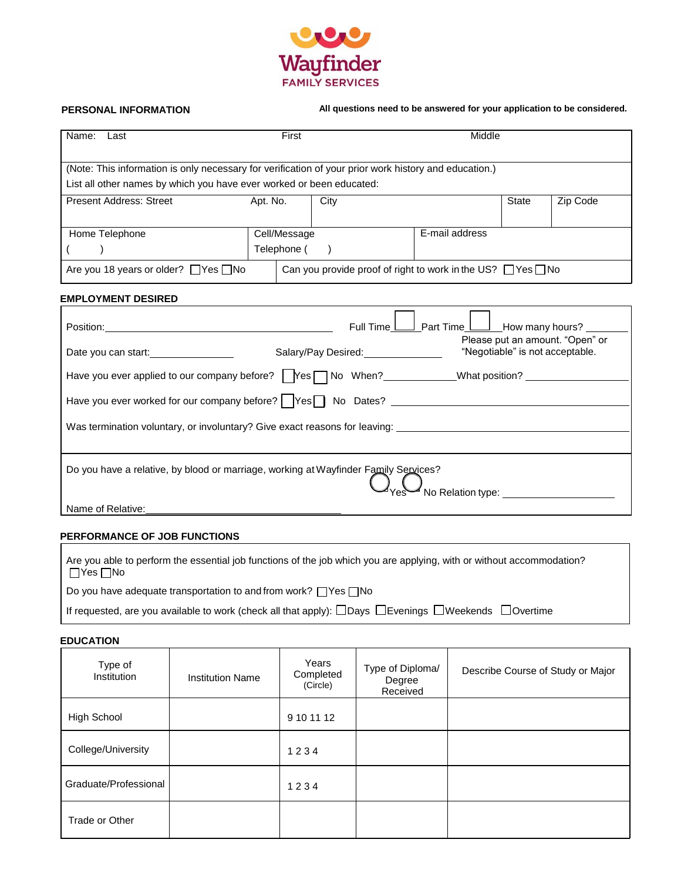Wayfinder FAMILY SERVICES

**PERSONAL INFORMATION**

**All questions need to be answered for your application to be considered.**

| Name: Last | First | Middle |
|---|---|---|
| | | |

(Note: This information is only necessary for verification of your prior work history and education.)
List all other names by which you have ever worked or been educated:

| Present Address: Street | Apt. No. | City | State | Zip Code |
|---|---|---|---|---|
| | | | | |

| Home Telephone ( ) | Cell/Message Telephone ( ) | E-mail address |
|---|---|---|

Are you 18 years or older? ☐Yes ☐No

Can you provide proof of right to work in the US? ☐Yes ☐No

**EMPLOYMENT DESIRED**

Position:_______________ Full Time ☐ Part Time ☐ How many hours? _______

Date you can start:_______________ Salary/Pay Desired:_______________ Please put an amount. "Open" or "Negotiable" is not acceptable.

Have you ever applied to our company before? ☐Yes ☐ No When?_______________ What position? _______________

Have you ever worked for our company before? ☐Yes ☐ No Dates? _______________

Was termination voluntary, or involuntary? Give exact reasons for leaving: _______________

Do you have a relative, by blood or marriage, working at Wayfinder Family Services?

◯Yes ◯No Relation type: _______________

Name of Relative:_______________

**PERFORMANCE OF JOB FUNCTIONS**

Are you able to perform the essential job functions of the job which you are applying, with or without accommodation?
☐Yes ☐No

Do you have adequate transportation to and from work? ☐Yes ☐No

If requested, are you available to work (check all that apply): ☐Days ☐Evenings ☐Weekends ☐Overtime

**EDUCATION**

| Type of Institution | Institution Name | Years Completed (Circle) | Type of Diploma/ Degree Received | Describe Course of Study or Major |
|---|---|---|---|---|
| High School | | 9 10 11 12 | | |
| College/University | | 1 2 3 4 | | |
| Graduate/Professional | | 1 2 3 4 | | |
| Trade or Other | | | | |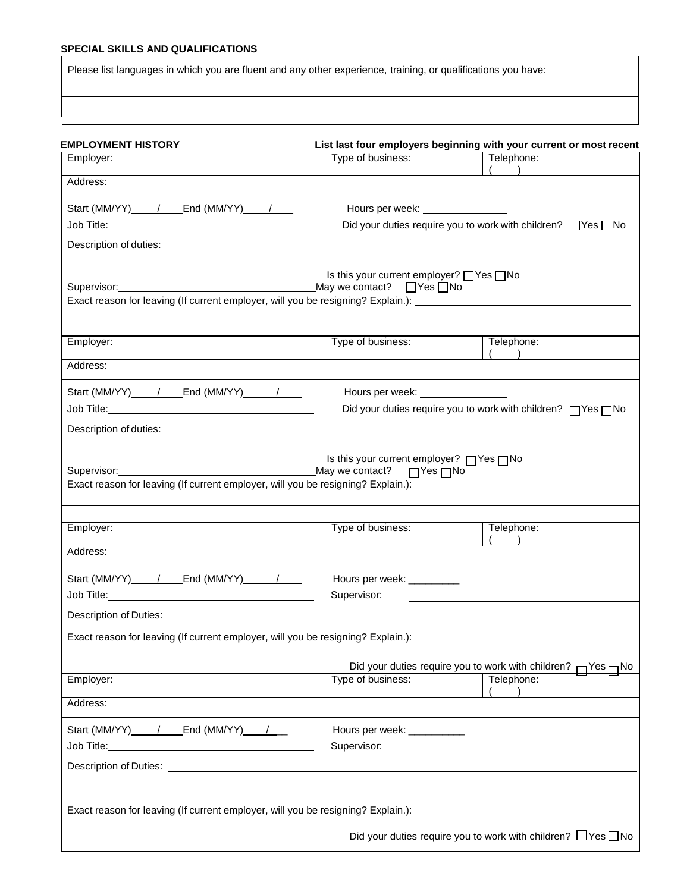### SPECIAL SKILLS AND QUALIFICATIONS

| Please list languages in which you are fluent and any other experience, training, or qualifications you have: |
| --- |
| |
| |

### EMPLOYMENT HISTORY

**List last four employers beginning with your current or most recent**

| Employer: | Type of business: | Telephone: ( ) |
| --- | --- | --- |
| Address: | | |

Start (MM/YY)____/____End (MM/YY)____/____ Hours per week: ______________

Job Title:______________________________ Did your duties require you to work with children? ☐Yes ☐No

Description of duties: ______________________________________________________________

Is this your current employer? ☐Yes ☐No

Supervisor:______________________________ May we contact? ☐Yes ☐No

Exact reason for leaving (If current employer, will you be resigning? Explain.): ______________________________

| Employer: | Type of business: | Telephone: ( ) |
| --- | --- | --- |
| Address: | | |

Start (MM/YY)____/____End (MM/YY)____/____ Hours per week: ______________

Job Title:______________________________ Did your duties require you to work with children? ☐Yes ☐No

Description of duties: ______________________________________________________________

Is this your current employer? ☐Yes ☐No

Supervisor:______________________________ May we contact? ☐Yes ☐No

Exact reason for leaving (If current employer, will you be resigning? Explain.): ______________________________

| Employer: | Type of business: | Telephone: ( ) |
| --- | --- | --- |
| Address: | | |

Start (MM/YY)____/____End (MM/YY)____/____ Hours per week: _________

Job Title:______________________________ Supervisor: ______________________________

Description of Duties: ______________________________________________________________

Exact reason for leaving (If current employer, will you be resigning? Explain.): ______________________________

Did your duties require you to work with children? ☐Yes ☐No

| Employer: | Type of business: | Telephone: ( ) |
| --- | --- | --- |
| Address: | | |

Start (MM/YY)____/____End (MM/YY)____/____ Hours per week: __________

Job Title:______________________________ Supervisor: ______________________________

Description of Duties: ______________________________________________________________

Exact reason for leaving (If current employer, will you be resigning? Explain.): ______________________________

Did your duties require you to work with children? ☐Yes ☐No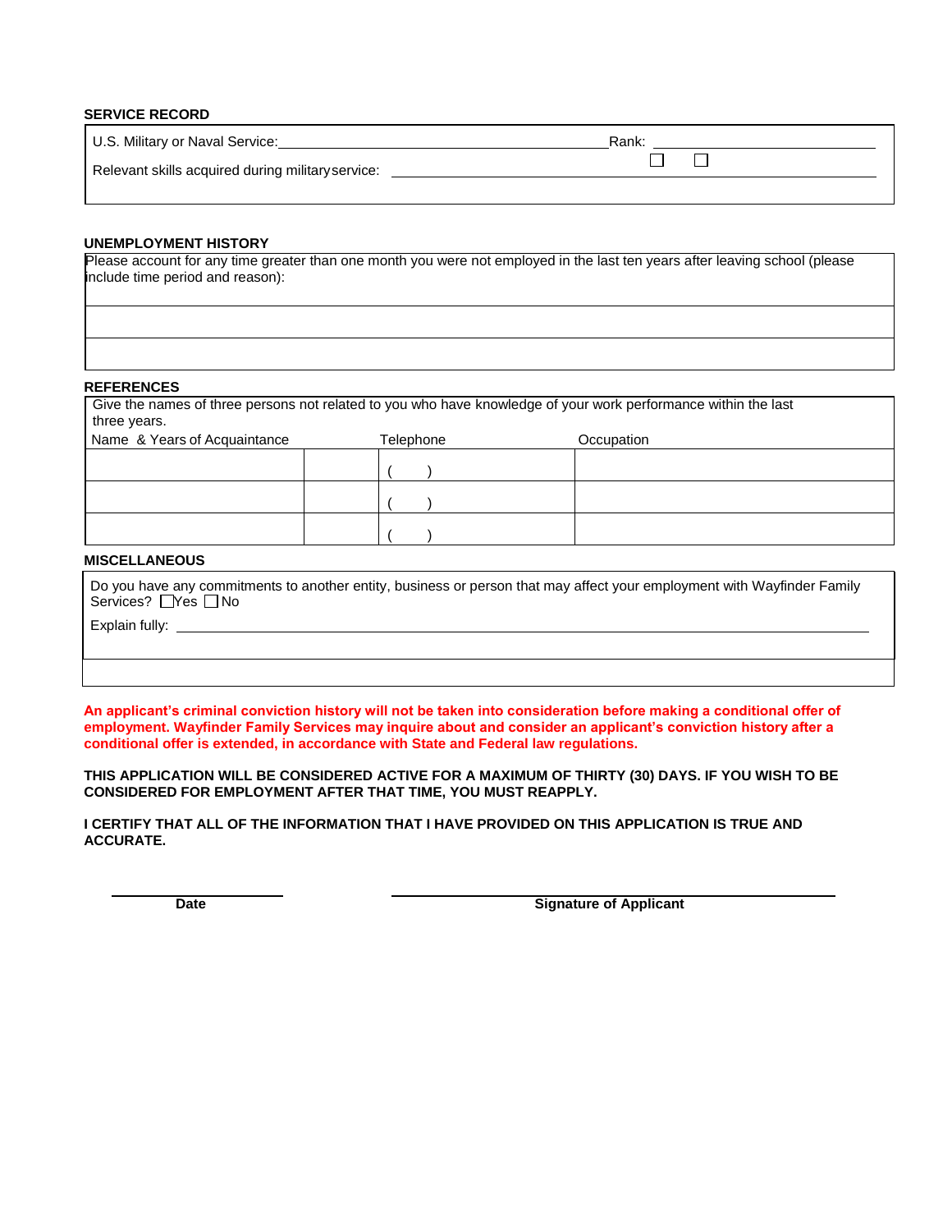## SERVICE RECORD

U.S. Military or Naval Service: ______________________ Rank: ______________ ☐ ☐

Relevant skills acquired during military service: ______________________

## UNEMPLOYMENT HISTORY

Please account for any time greater than one month you were not employed in the last ten years after leaving school (please include time period and reason):

| |
|---|
| |
| |

## REFERENCES

Give the names of three persons not related to you who have knowledge of your work performance within the last three years.

| Name & Years of Acquaintance | | Telephone | Occupation |
|---|---|---|---|
| | | ( ) | |
| | | ( ) | |
| | | ( ) | |

## MISCELLANEOUS

Do you have any commitments to another entity, business or person that may affect your employment with Wayfinder Family Services? ☐ Yes ☐ No

Explain fully: ______________________

**An applicant's criminal conviction history will not be taken into consideration before making a conditional offer of employment. Wayfinder Family Services may inquire about and consider an applicant's conviction history after a conditional offer is extended, in accordance with State and Federal law regulations.**

**THIS APPLICATION WILL BE CONSIDERED ACTIVE FOR A MAXIMUM OF THIRTY (30) DAYS. IF YOU WISH TO BE CONSIDERED FOR EMPLOYMENT AFTER THAT TIME, YOU MUST REAPPLY.**

**I CERTIFY THAT ALL OF THE INFORMATION THAT I HAVE PROVIDED ON THIS APPLICATION IS TRUE AND ACCURATE.**

______________________ ______________________

**Date** **Signature of Applicant**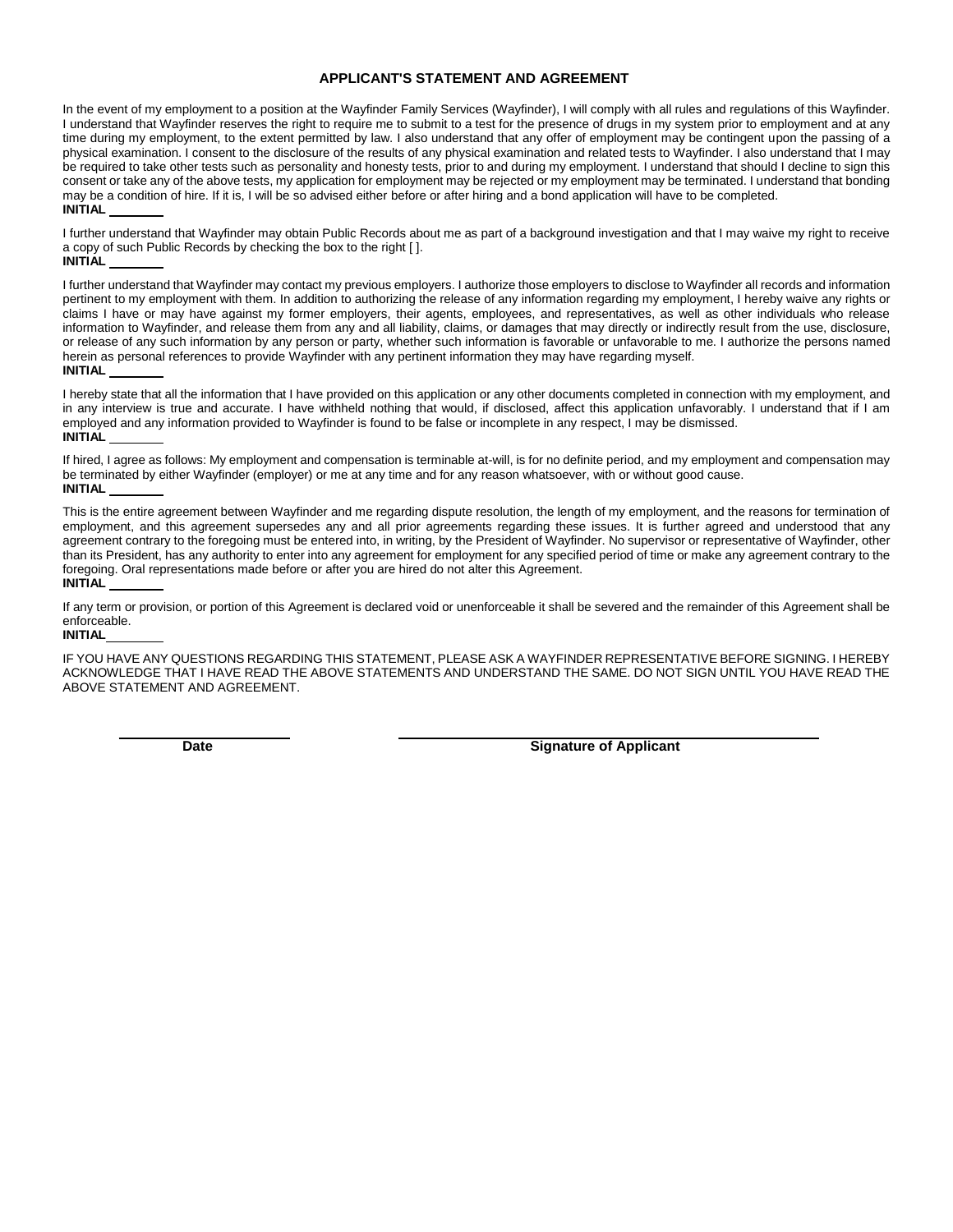## APPLICANT'S STATEMENT AND AGREEMENT

In the event of my employment to a position at the Wayfinder Family Services (Wayfinder), I will comply with all rules and regulations of this Wayfinder. I understand that Wayfinder reserves the right to require me to submit to a test for the presence of drugs in my system prior to employment and at any time during my employment, to the extent permitted by law. I also understand that any offer of employment may be contingent upon the passing of a physical examination. I consent to the disclosure of the results of any physical examination and related tests to Wayfinder. I also understand that I may be required to take other tests such as personality and honesty tests, prior to and during my employment. I understand that should I decline to sign this consent or take any of the above tests, my application for employment may be rejected or my employment may be terminated. I understand that bonding may be a condition of hire. If it is, I will be so advised either before or after hiring and a bond application will have to be completed.
**INITIAL** ________

I further understand that Wayfinder may obtain Public Records about me as part of a background investigation and that I may waive my right to receive a copy of such Public Records by checking the box to the right [ ].
**INITIAL** ________

I further understand that Wayfinder may contact my previous employers. I authorize those employers to disclose to Wayfinder all records and information pertinent to my employment with them. In addition to authorizing the release of any information regarding my employment, I hereby waive any rights or claims I have or may have against my former employers, their agents, employees, and representatives, as well as other individuals who release information to Wayfinder, and release them from any and all liability, claims, or damages that may directly or indirectly result from the use, disclosure, or release of any such information by any person or party, whether such information is favorable or unfavorable to me. I authorize the persons named herein as personal references to provide Wayfinder with any pertinent information they may have regarding myself.
**INITIAL** ________

I hereby state that all the information that I have provided on this application or any other documents completed in connection with my employment, and in any interview is true and accurate. I have withheld nothing that would, if disclosed, affect this application unfavorably. I understand that if I am employed and any information provided to Wayfinder is found to be false or incomplete in any respect, I may be dismissed.
**INITIAL** ________

If hired, I agree as follows: My employment and compensation is terminable at-will, is for no definite period, and my employment and compensation may be terminated by either Wayfinder (employer) or me at any time and for any reason whatsoever, with or without good cause.
**INITIAL** ________

This is the entire agreement between Wayfinder and me regarding dispute resolution, the length of my employment, and the reasons for termination of employment, and this agreement supersedes any and all prior agreements regarding these issues. It is further agreed and understood that any agreement contrary to the foregoing must be entered into, in writing, by the President of Wayfinder. No supervisor or representative of Wayfinder, other than its President, has any authority to enter into any agreement for employment for any specified period of time or make any agreement contrary to the foregoing. Oral representations made before or after you are hired do not alter this Agreement.
**INITIAL** ________

If any term or provision, or portion of this Agreement is declared void or unenforceable it shall be severed and the remainder of this Agreement shall be enforceable.
**INITIAL** ________

IF YOU HAVE ANY QUESTIONS REGARDING THIS STATEMENT, PLEASE ASK A WAYFINDER REPRESENTATIVE BEFORE SIGNING. I HEREBY ACKNOWLEDGE THAT I HAVE READ THE ABOVE STATEMENTS AND UNDERSTAND THE SAME. DO NOT SIGN UNTIL YOU HAVE READ THE ABOVE STATEMENT AND AGREEMENT.

________________________ &nbsp;&nbsp;&nbsp;&nbsp; ____________________________________________

**Date** &nbsp;&nbsp;&nbsp;&nbsp; **Signature of Applicant**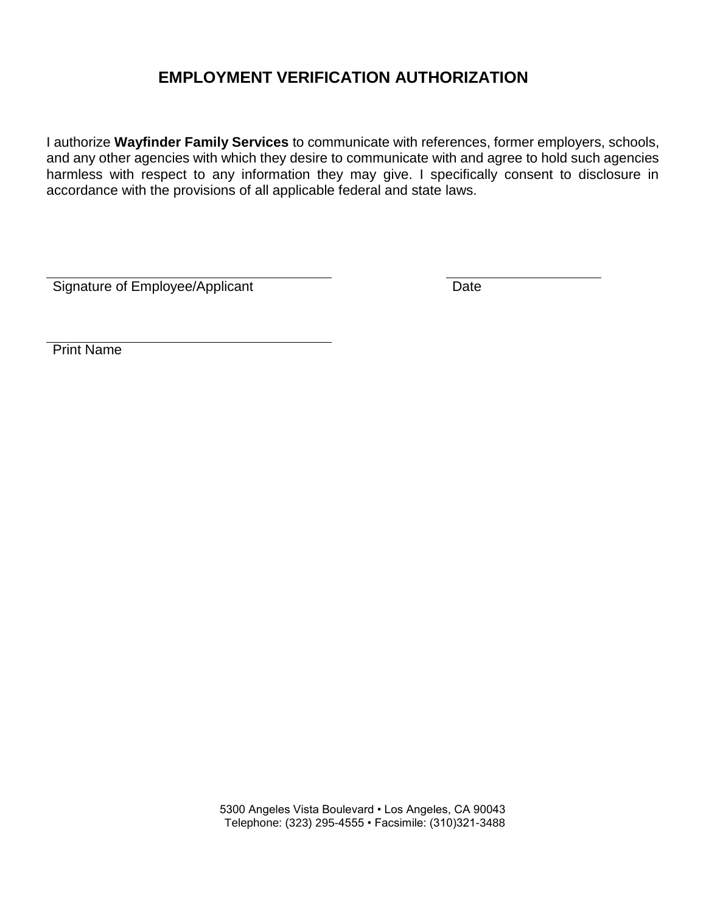# EMPLOYMENT VERIFICATION AUTHORIZATION

I authorize **Wayfinder Family Services** to communicate with references, former employers, schools, and any other agencies with which they desire to communicate with and agree to hold such agencies harmless with respect to any information they may give. I specifically consent to disclosure in accordance with the provisions of all applicable federal and state laws.

\_\_\_\_\_\_\_\_\_\_\_\_\_\_\_\_\_\_\_\_\_\_\_\_\_\_\_\_\_\_\_\_\_\_\_\_\_\_\_\_ \_\_\_\_\_\_\_\_\_\_\_\_\_\_\_\_\_\_\_\_\_\_

Signature of Employee/Applicant Date

\_\_\_\_\_\_\_\_\_\_\_\_\_\_\_\_\_\_\_\_\_\_\_\_\_\_\_\_\_\_\_\_\_\_\_\_\_\_\_\_

Print Name

5300 Angeles Vista Boulevard • Los Angeles, CA 90043
Telephone: (323) 295-4555 • Facsimile: (310)321-3488